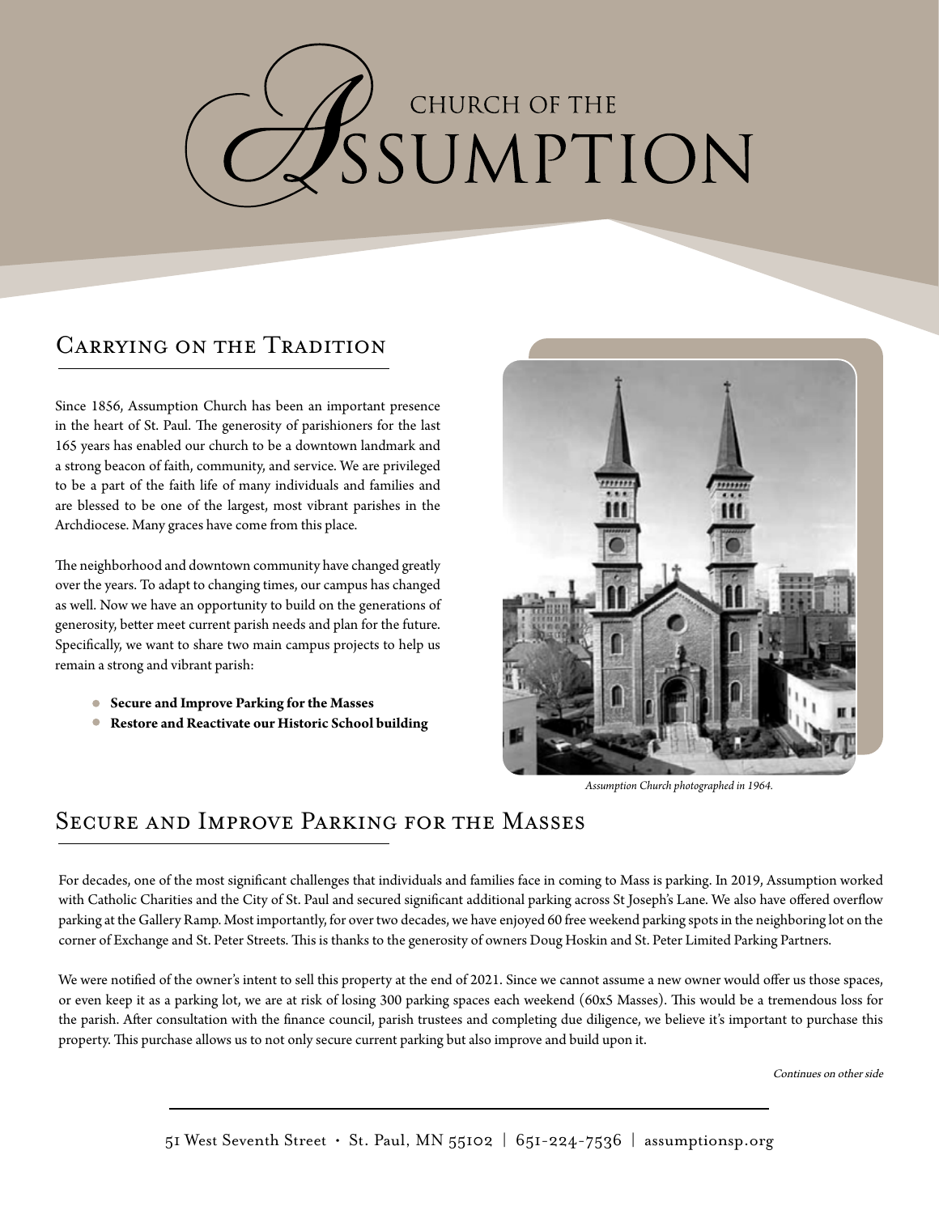# CHURCH OF THE ASSUMPTION

## Carrying on the Tradition

Since 1856, Assumption Church has been an important presence in the heart of St. Paul. The generosity of parishioners for the last 165 years has enabled our church to be a downtown landmark and a strong beacon of faith, community, and service. We are privileged to be a part of the faith life of many individuals and families and are blessed to be one of the largest, most vibrant parishes in the Archdiocese. Many graces have come from this place.

The neighborhood and downtown community have changed greatly over the years. To adapt to changing times, our campus has changed as well. Now we have an opportunity to build on the generations of generosity, better meet current parish needs and plan for the future. Specifically, we want to share two main campus projects to help us remain a strong and vibrant parish:

- **Secure and Improve Parking for the Masses**
- **Restore and Reactivate our Historic School building**

*Assumption Church photographed in 1964.*

## Secure and Improve Parking for the Masses

For decades, one of the most significant challenges that individuals and families face in coming to Mass is parking. In 2019, Assumption worked with Catholic Charities and the City of St. Paul and secured significant additional parking across St Joseph's Lane. We also have offered overflow parking at the Gallery Ramp. Most importantly, for over two decades, we have enjoyed 60 free weekend parking spots in the neighboring lot on the corner of Exchange and St. Peter Streets. This is thanks to the generosity of owners Doug Hoskin and St. Peter Limited Parking Partners.

We were notified of the owner's intent to sell this property at the end of 2021. Since we cannot assume a new owner would offer us those spaces, or even keep it as a parking lot, we are at risk of losing 300 parking spaces each weekend (60x5 Masses). This would be a tremendous loss for the parish. After consultation with the finance council, parish trustees and completing due diligence, we believe it's important to purchase this property. This purchase allows us to not only secure current parking but also improve and build upon it.

*Continues on other side*

51 West Seventh Street • St. Paul, MN 55102 | 651-224-7536 | assumptionsp.org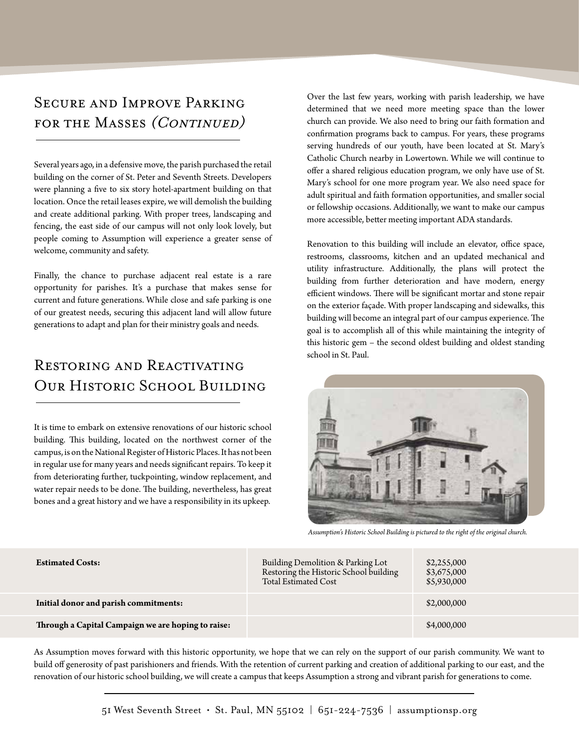## Secure and Improve Parking for the Masses *(Continued)*

Several years ago, in a defensive move, the parish purchased the retail building on the corner of St. Peter and Seventh Streets. Developers were planning a five to six story hotel-apartment building on that location. Once the retail leases expire, we will demolish the building and create additional parking. With proper trees, landscaping and fencing, the east side of our campus will not only look lovely, but people coming to Assumption will experience a greater sense of welcome, community and safety.

Finally, the chance to purchase adjacent real estate is a rare opportunity for parishes. It's a purchase that makes sense for current and future generations. While close and safe parking is one of our greatest needs, securing this adjacent land will allow future generations to adapt and plan for their ministry goals and needs.

## Restoring and Reactivating Our Historic School Building

It is time to embark on extensive renovations of our historic school building. This building, located on the northwest corner of the campus, is on the National Register of Historic Places. It has not been in regular use for many years and needs significant repairs. To keep it from deteriorating further, tuckpointing, window replacement, and water repair needs to be done. The building, nevertheless, has great bones and a great history and we have a responsibility in its upkeep.

Over the last few years, working with parish leadership, we have determined that we need more meeting space than the lower church can provide. We also need to bring our faith formation and confirmation programs back to campus. For years, these programs serving hundreds of our youth, have been located at St. Mary's Catholic Church nearby in Lowertown. While we will continue to offer a shared religious education program, we only have use of St. Mary's school for one more program year. We also need space for adult spiritual and faith formation opportunities, and smaller social or fellowship occasions. Additionally, we want to make our campus more accessible, better meeting important ADA standards.

Renovation to this building will include an elevator, office space, restrooms, classrooms, kitchen and an updated mechanical and utility infrastructure. Additionally, the plans will protect the building from further deterioration and have modern, energy efficient windows. There will be significant mortar and stone repair on the exterior façade. With proper landscaping and sidewalks, this building will become an integral part of our campus experience. The goal is to accomplish all of this while maintaining the integrity of this historic gem – the second oldest building and oldest standing school in St. Paul.

*Assumption's Historic School Building is pictured to the right of the original church.*

| | | |
|---|---|---|
| **Estimated Costs:** | Building Demolition & Parking Lot<br>Restoring the Historic School building<br>Total Estimated Cost | \$2,255,000<br>\$3,675,000<br>\$5,930,000 |
| **Initial donor and parish commitments:** | | \$2,000,000 |
| **Through a Capital Campaign we are hoping to raise:** | | \$4,000,000 |

As Assumption moves forward with this historic opportunity, we hope that we can rely on the support of our parish community. We want to build off generosity of past parishioners and friends. With the retention of current parking and creation of additional parking to our east, and the renovation of our historic school building, we will create a campus that keeps Assumption a strong and vibrant parish for generations to come.

51 West Seventh Street • St. Paul, MN 55102 | 651-224-7536 | assumptionsp.org